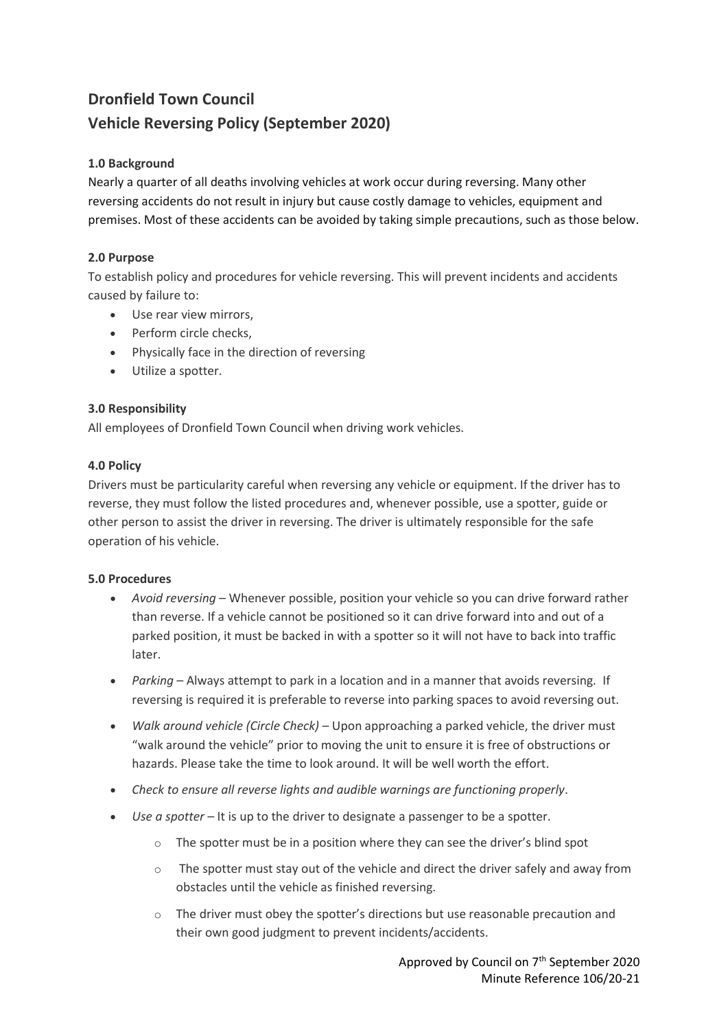# Dronfield Town Council
# Vehicle Reversing Policy (September 2020)

### 1.0 Background

Nearly a quarter of all deaths involving vehicles at work occur during reversing. Many other reversing accidents do not result in injury but cause costly damage to vehicles, equipment and premises. Most of these accidents can be avoided by taking simple precautions, such as those below.

### 2.0 Purpose

To establish policy and procedures for vehicle reversing. This will prevent incidents and accidents caused by failure to:

- Use rear view mirrors,
- Perform circle checks,
- Physically face in the direction of reversing
- Utilize a spotter.

### 3.0 Responsibility

All employees of Dronfield Town Council when driving work vehicles.

### 4.0 Policy

Drivers must be particularity careful when reversing any vehicle or equipment. If the driver has to reverse, they must follow the listed procedures and, whenever possible, use a spotter, guide or other person to assist the driver in reversing. The driver is ultimately responsible for the safe operation of his vehicle.

### 5.0 Procedures

- *Avoid reversing* – Whenever possible, position your vehicle so you can drive forward rather than reverse. If a vehicle cannot be positioned so it can drive forward into and out of a parked position, it must be backed in with a spotter so it will not have to back into traffic later.
- *Parking* – Always attempt to park in a location and in a manner that avoids reversing. If reversing is required it is preferable to reverse into parking spaces to avoid reversing out.
- *Walk around vehicle (Circle Check)* – Upon approaching a parked vehicle, the driver must "walk around the vehicle" prior to moving the unit to ensure it is free of obstructions or hazards. Please take the time to look around. It will be well worth the effort.
- *Check to ensure all reverse lights and audible warnings are functioning properly*.
- *Use a spotter* – It is up to the driver to designate a passenger to be a spotter.
  - The spotter must be in a position where they can see the driver's blind spot
  - The spotter must stay out of the vehicle and direct the driver safely and away from obstacles until the vehicle as finished reversing.
  - The driver must obey the spotter's directions but use reasonable precaution and their own good judgment to prevent incidents/accidents.

Approved by Council on 7th September 2020
Minute Reference 106/20-21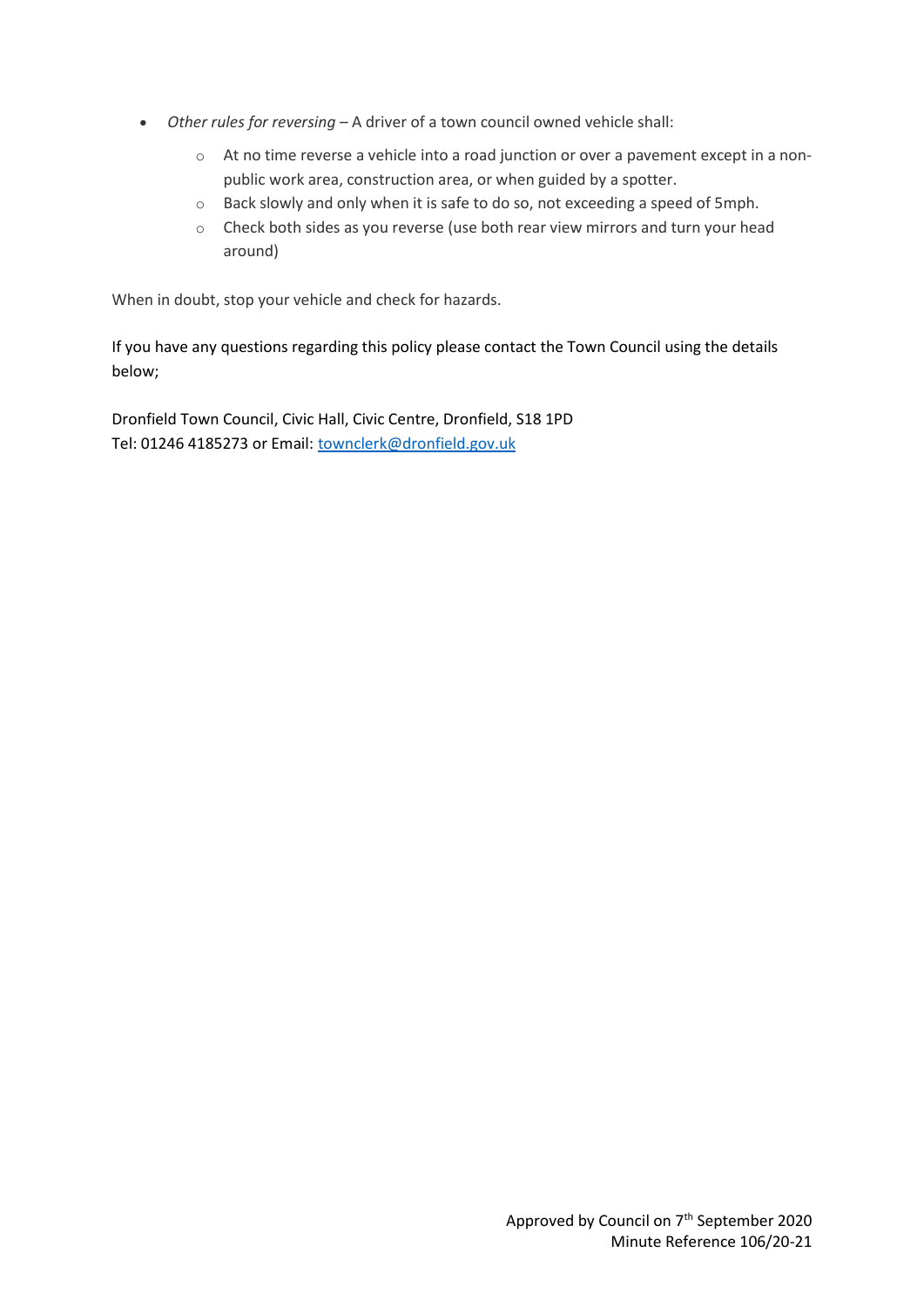- *Other rules for reversing* – A driver of a town council owned vehicle shall:
    - At no time reverse a vehicle into a road junction or over a pavement except in a non-public work area, construction area, or when guided by a spotter.
    - Back slowly and only when it is safe to do so, not exceeding a speed of 5mph.
    - Check both sides as you reverse (use both rear view mirrors and turn your head around)

When in doubt, stop your vehicle and check for hazards.

If you have any questions regarding this policy please contact the Town Council using the details below;

Dronfield Town Council, Civic Hall, Civic Centre, Dronfield, S18 1PD
Tel: 01246 4185273 or Email: townclerk@dronfield.gov.uk

Approved by Council on 7th September 2020
Minute Reference 106/20-21